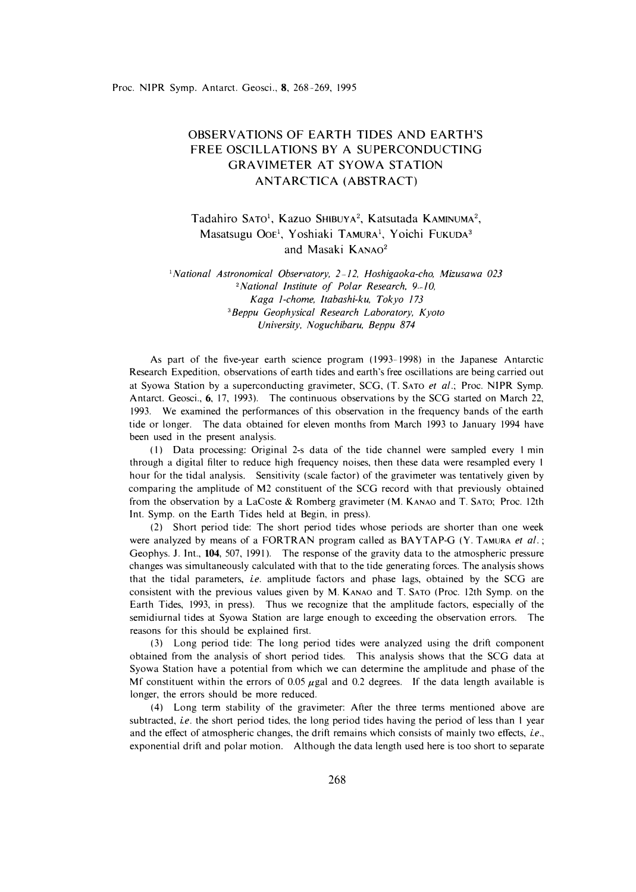# OBSERVATIONS OF EARTH TIDES AND EARTH'S FREE OSCILLATIONS BY A SUPERCONDUCTING GRAVIMETER AT SYOWA STATION ANTARCTICA (ABSTRACT)

Tadahiro SATO[1], Kazuo SHIBUYA[2], Katsutada KAMINUMA[2], Masatsugu OOE[1], Yoshiaki TAMURA[1], Yoichi FUKUDA[3] and Masaki KANAO[2]

[1] *National Astronomical Observatory, 2-12, Hoshigaoka-cho, Mizusawa 023*
[2] *National Institute of Polar Research, 9-10, Kaga 1-chome, Itabashi-ku, Tokyo 173*
[3] *Beppu Geophysical Research Laboratory, Kyoto University, Noguchibaru, Beppu 874*

As part of the five-year earth science program (1993-1998) in the Japanese Antarctic Research Expedition, observations of earth tides and earth's free oscillations are being carried out at Syowa Station by a superconducting gravimeter, SCG, (T. SATO *et al*.; Proc. NIPR Symp. Antarct. Geosci., **6**, 17, 1993). The continuous observations by the SCG started on March 22, 1993. We examined the performances of this observation in the frequency bands of the earth tide or longer. The data obtained for eleven months from March 1993 to January 1994 have been used in the present analysis.

(1) Data processing: Original 2-s data of the tide channel were sampled every 1 min through a digital filter to reduce high frequency noises, then these data were resampled every 1 hour for the tidal analysis. Sensitivity (scale factor) of the gravimeter was tentatively given by comparing the amplitude of M2 constituent of the SCG record with that previously obtained from the observation by a LaCoste & Romberg gravimeter (M. KANAO and T. SATO; Proc. 12th Int. Symp. on the Earth Tides held at Begin, in press).

(2) Short period tide: The short period tides whose periods are shorter than one week were analyzed by means of a FORTRAN program called as BAYTAP-G (Y. TAMURA *et al.*; Geophys. J. Int., **104**, 507, 1991). The response of the gravity data to the atmospheric pressure changes was simultaneously calculated with that to the tide generating forces. The analysis shows that the tidal parameters, *i.e.* amplitude factors and phase lags, obtained by the SCG are consistent with the previous values given by M. KANAO and T. SATO (Proc. 12th Symp. on the Earth Tides, 1993, in press). Thus we recognize that the amplitude factors, especially of the semidiurnal tides at Syowa Station are large enough to exceeding the observation errors. The reasons for this should be explained first.

(3) Long period tide: The long period tides were analyzed using the drift component obtained from the analysis of short period tides. This analysis shows that the SCG data at Syowa Station have a potential from which we can determine the amplitude and phase of the Mf constituent within the errors of 0.05 $\mu$gal and 0.2 degrees. If the data length available is longer, the errors should be more reduced.

(4) Long term stability of the gravimeter: After the three terms mentioned above are subtracted, *i.e.* the short period tides, the long period tides having the period of less than 1 year and the effect of atmospheric changes, the drift remains which consists of mainly two effects, *i.e.*, exponential drift and polar motion. Although the data length used here is too short to separate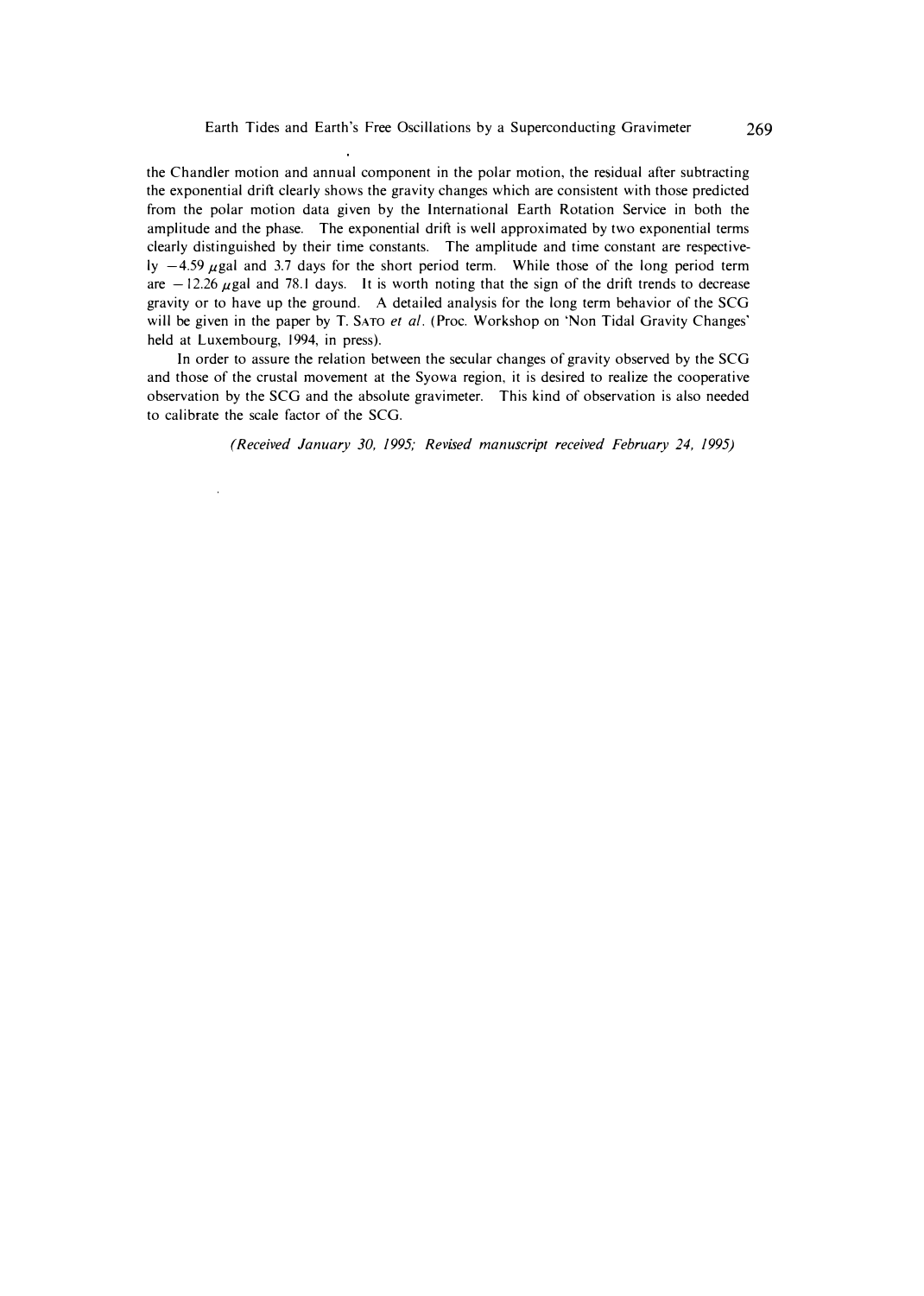the Chandler motion and annual component in the polar motion, the residual after subtracting the exponential drift clearly shows the gravity changes which are consistent with those predicted from the polar motion data given by the International Earth Rotation Service in both the amplitude and the phase. The exponential drift is well approximated by two exponential terms clearly distinguished by their time constants. The amplitude and time constant are respectively $-4.59\ \mu$gal and 3.7 days for the short period term. While those of the long period term are $-12.26\ \mu$gal and 78.1 days. It is worth noting that the sign of the drift trends to decrease gravity or to have up the ground. A detailed analysis for the long term behavior of the SCG will be given in the paper by T. SATO *et al*. (Proc. Workshop on 'Non Tidal Gravity Changes' held at Luxembourg, 1994, in press).

In order to assure the relation between the secular changes of gravity observed by the SCG and those of the crustal movement at the Syowa region, it is desired to realize the cooperative observation by the SCG and the absolute gravimeter. This kind of observation is also needed to calibrate the scale factor of the SCG.

*(Received January 30, 1995; Revised manuscript received February 24, 1995)*